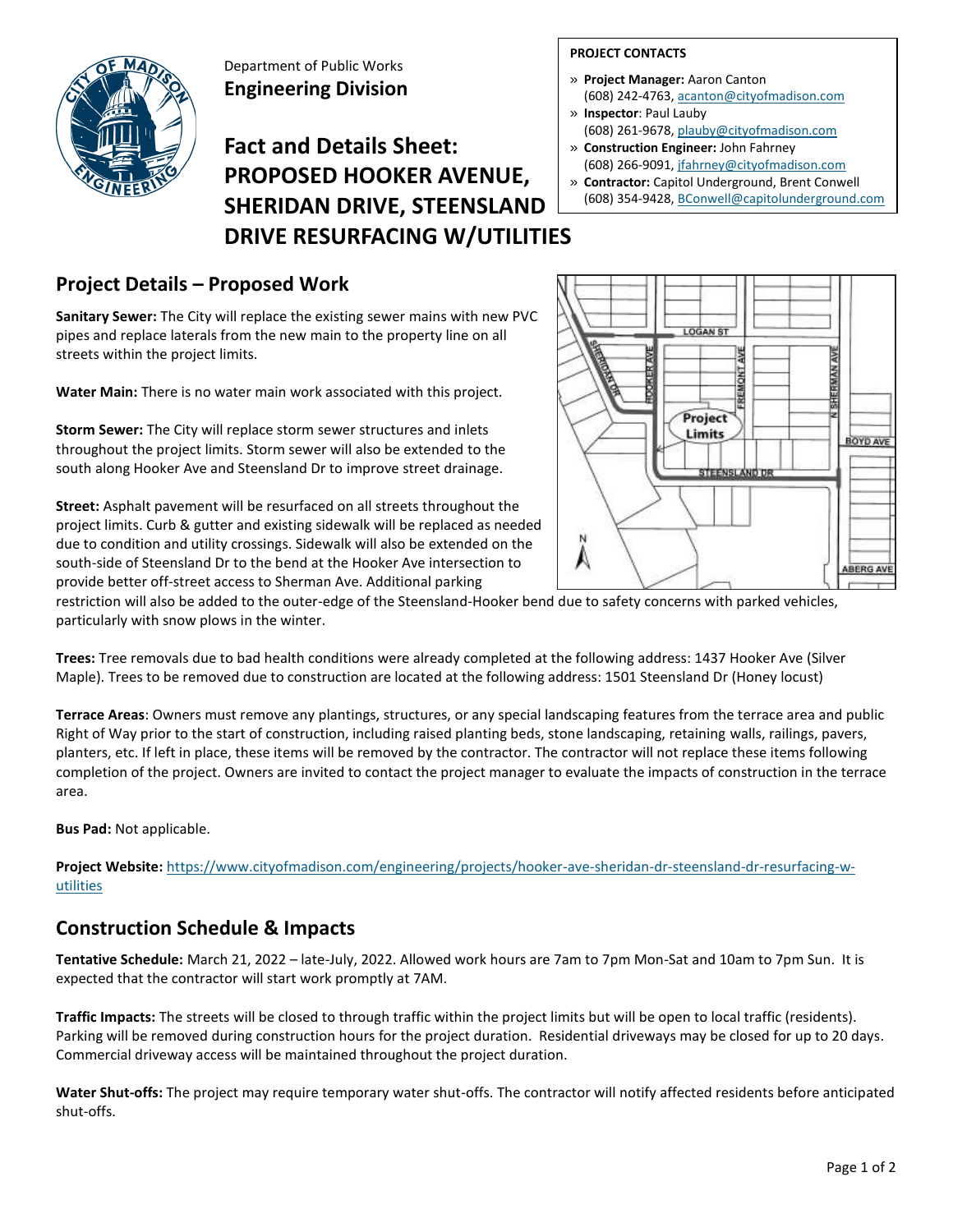Department of Public Works
**Engineering Division**

# Fact and Details Sheet: PROPOSED HOOKER AVENUE, SHERIDAN DRIVE, STEENSLAND DRIVE RESURFACING W/UTILITIES

**PROJECT CONTACTS**

- **Project Manager:** Aaron Canton (608) 242-4763, acanton@cityofmadison.com
- **Inspector**: Paul Lauby (608) 261-9678, plauby@cityofmadison.com
- **Construction Engineer:** John Fahrney (608) 266-9091, jfahrney@cityofmadison.com
- **Contractor:** Capitol Underground, Brent Conwell (608) 354-9428, BConwell@capitolunderground.com

## Project Details – Proposed Work

**Sanitary Sewer:** The City will replace the existing sewer mains with new PVC pipes and replace laterals from the new main to the property line on all streets within the project limits.

**Water Main:** There is no water main work associated with this project.

**Storm Sewer:** The City will replace storm sewer structures and inlets throughout the project limits. Storm sewer will also be extended to the south along Hooker Ave and Steensland Dr to improve street drainage.

**Street:** Asphalt pavement will be resurfaced on all streets throughout the project limits. Curb & gutter and existing sidewalk will be replaced as needed due to condition and utility crossings. Sidewalk will also be extended on the south-side of Steensland Dr to the bend at the Hooker Ave intersection to provide better off-street access to Sherman Ave. Additional parking restriction will also be added to the outer-edge of the Steensland-Hooker bend due to safety concerns with parked vehicles, particularly with snow plows in the winter.

**Trees:** Tree removals due to bad health conditions were already completed at the following address: 1437 Hooker Ave (Silver Maple). Trees to be removed due to construction are located at the following address: 1501 Steensland Dr (Honey locust)

**Terrace Areas**: Owners must remove any plantings, structures, or any special landscaping features from the terrace area and public Right of Way prior to the start of construction, including raised planting beds, stone landscaping, retaining walls, railings, pavers, planters, etc. If left in place, these items will be removed by the contractor. The contractor will not replace these items following completion of the project. Owners are invited to contact the project manager to evaluate the impacts of construction in the terrace area.

**Bus Pad:** Not applicable.

**Project Website:** https://www.cityofmadison.com/engineering/projects/hooker-ave-sheridan-dr-steensland-dr-resurfacing-w-utilities

## Construction Schedule & Impacts

**Tentative Schedule:** March 21, 2022 – late-July, 2022. Allowed work hours are 7am to 7pm Mon-Sat and 10am to 7pm Sun. It is expected that the contractor will start work promptly at 7AM.

**Traffic Impacts:** The streets will be closed to through traffic within the project limits but will be open to local traffic (residents). Parking will be removed during construction hours for the project duration. Residential driveways may be closed for up to 20 days. Commercial driveway access will be maintained throughout the project duration.

**Water Shut-offs:** The project may require temporary water shut-offs. The contractor will notify affected residents before anticipated shut-offs.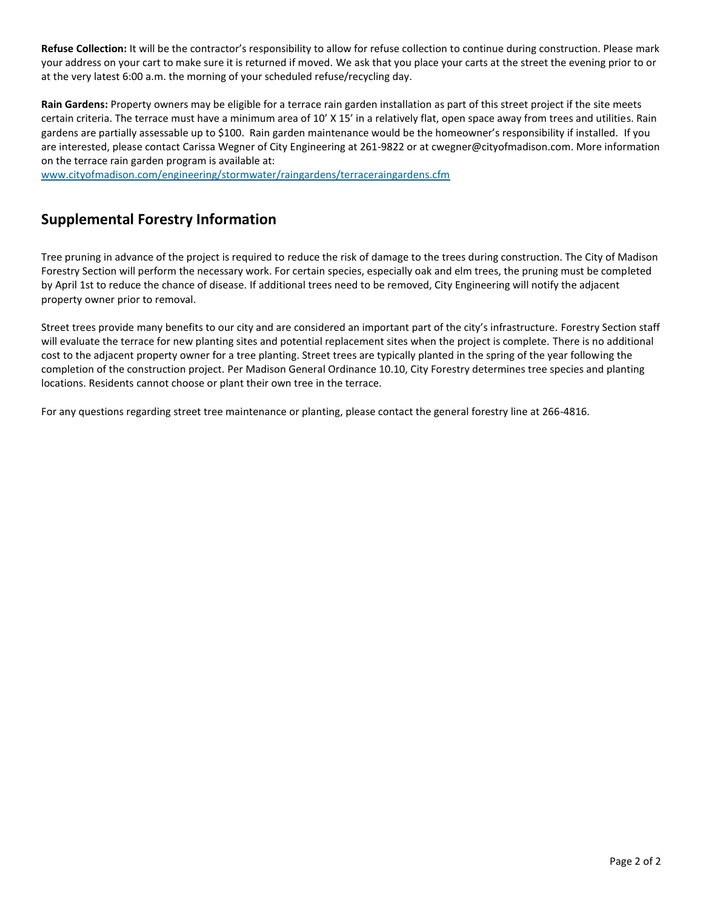**Refuse Collection:** It will be the contractor's responsibility to allow for refuse collection to continue during construction. Please mark your address on your cart to make sure it is returned if moved. We ask that you place your carts at the street the evening prior to or at the very latest 6:00 a.m. the morning of your scheduled refuse/recycling day.

**Rain Gardens:** Property owners may be eligible for a terrace rain garden installation as part of this street project if the site meets certain criteria. The terrace must have a minimum area of 10' X 15' in a relatively flat, open space away from trees and utilities. Rain gardens are partially assessable up to $100. Rain garden maintenance would be the homeowner's responsibility if installed. If you are interested, please contact Carissa Wegner of City Engineering at 261-9822 or at cwegner@cityofmadison.com. More information on the terrace rain garden program is available at:
www.cityofmadison.com/engineering/stormwater/raingardens/terraceraingardens.cfm

## Supplemental Forestry Information

Tree pruning in advance of the project is required to reduce the risk of damage to the trees during construction. The City of Madison Forestry Section will perform the necessary work. For certain species, especially oak and elm trees, the pruning must be completed by April 1st to reduce the chance of disease. If additional trees need to be removed, City Engineering will notify the adjacent property owner prior to removal.

Street trees provide many benefits to our city and are considered an important part of the city's infrastructure. Forestry Section staff will evaluate the terrace for new planting sites and potential replacement sites when the project is complete. There is no additional cost to the adjacent property owner for a tree planting. Street trees are typically planted in the spring of the year following the completion of the construction project. Per Madison General Ordinance 10.10, City Forestry determines tree species and planting locations. Residents cannot choose or plant their own tree in the terrace.

For any questions regarding street tree maintenance or planting, please contact the general forestry line at 266-4816.